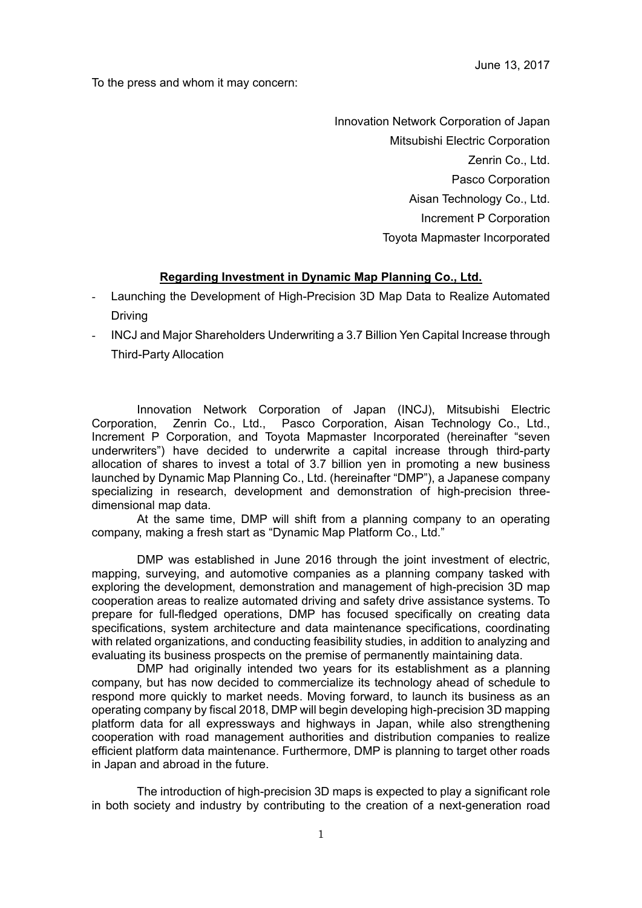June 13, 2017

To the press and whom it may concern:

Innovation Network Corporation of Japan
Mitsubishi Electric Corporation
Zenrin Co., Ltd.
Pasco Corporation
Aisan Technology Co., Ltd.
Increment P Corporation
Toyota Mapmaster Incorporated

## Regarding Investment in Dynamic Map Planning Co., Ltd.

- Launching the Development of High-Precision 3D Map Data to Realize Automated Driving
- INCJ and Major Shareholders Underwriting a 3.7 Billion Yen Capital Increase through Third-Party Allocation

Innovation Network Corporation of Japan (INCJ), Mitsubishi Electric Corporation, Zenrin Co., Ltd., Pasco Corporation, Aisan Technology Co., Ltd., Increment P Corporation, and Toyota Mapmaster Incorporated (hereinafter "seven underwriters") have decided to underwrite a capital increase through third-party allocation of shares to invest a total of 3.7 billion yen in promoting a new business launched by Dynamic Map Planning Co., Ltd. (hereinafter "DMP"), a Japanese company specializing in research, development and demonstration of high-precision three-dimensional map data.

At the same time, DMP will shift from a planning company to an operating company, making a fresh start as "Dynamic Map Platform Co., Ltd."

DMP was established in June 2016 through the joint investment of electric, mapping, surveying, and automotive companies as a planning company tasked with exploring the development, demonstration and management of high-precision 3D map cooperation areas to realize automated driving and safety drive assistance systems. To prepare for full-fledged operations, DMP has focused specifically on creating data specifications, system architecture and data maintenance specifications, coordinating with related organizations, and conducting feasibility studies, in addition to analyzing and evaluating its business prospects on the premise of permanently maintaining data.

DMP had originally intended two years for its establishment as a planning company, but has now decided to commercialize its technology ahead of schedule to respond more quickly to market needs. Moving forward, to launch its business as an operating company by fiscal 2018, DMP will begin developing high-precision 3D mapping platform data for all expressways and highways in Japan, while also strengthening cooperation with road management authorities and distribution companies to realize efficient platform data maintenance. Furthermore, DMP is planning to target other roads in Japan and abroad in the future.

The introduction of high-precision 3D maps is expected to play a significant role in both society and industry by contributing to the creation of a next-generation road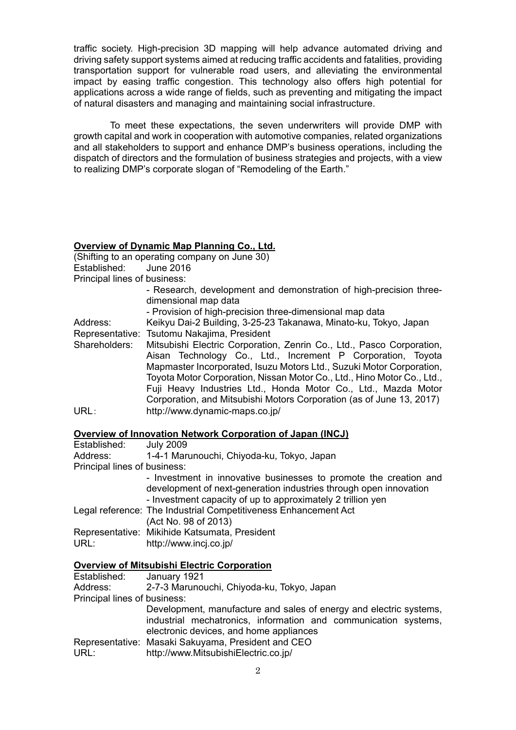traffic society. High-precision 3D mapping will help advance automated driving and driving safety support systems aimed at reducing traffic accidents and fatalities, providing transportation support for vulnerable road users, and alleviating the environmental impact by easing traffic congestion. This technology also offers high potential for applications across a wide range of fields, such as preventing and mitigating the impact of natural disasters and managing and maintaining social infrastructure.

To meet these expectations, the seven underwriters will provide DMP with growth capital and work in cooperation with automotive companies, related organizations and all stakeholders to support and enhance DMP's business operations, including the dispatch of directors and the formulation of business strategies and projects, with a view to realizing DMP's corporate slogan of "Remodeling of the Earth."

**Overview of Dynamic Map Planning Co., Ltd.**

(Shifting to an operating company on June 30)

Established: June 2016

Principal lines of business:

- Research, development and demonstration of high-precision three-dimensional map data
- Provision of high-precision three-dimensional map data

Address: Keikyu Dai-2 Building, 3-25-23 Takanawa, Minato-ku, Tokyo, Japan

Representative: Tsutomu Nakajima, President

Shareholders: Mitsubishi Electric Corporation, Zenrin Co., Ltd., Pasco Corporation, Aisan Technology Co., Ltd., Increment P Corporation, Toyota Mapmaster Incorporated, Isuzu Motors Ltd., Suzuki Motor Corporation, Toyota Motor Corporation, Nissan Motor Co., Ltd., Hino Motor Co., Ltd., Fuji Heavy Industries Ltd., Honda Motor Co., Ltd., Mazda Motor Corporation, and Mitsubishi Motors Corporation (as of June 13, 2017)

URL： http://www.dynamic-maps.co.jp/

**Overview of Innovation Network Corporation of Japan (INCJ)**

Established: July 2009

Address: 1-4-1 Marunouchi, Chiyoda-ku, Tokyo, Japan

Principal lines of business:

- Investment in innovative businesses to promote the creation and development of next-generation industries through open innovation
- Investment capacity of up to approximately 2 trillion yen

Legal reference: The Industrial Competitiveness Enhancement Act (Act No. 98 of 2013)

Representative: Mikihide Katsumata, President

URL: http://www.incj.co.jp/

**Overview of Mitsubishi Electric Corporation**

Established: January 1921

Address: 2-7-3 Marunouchi, Chiyoda-ku, Tokyo, Japan

Principal lines of business:

Development, manufacture and sales of energy and electric systems, industrial mechatronics, information and communication systems, electronic devices, and home appliances

Representative: Masaki Sakuyama, President and CEO

URL: http://www.MitsubishiElectric.co.jp/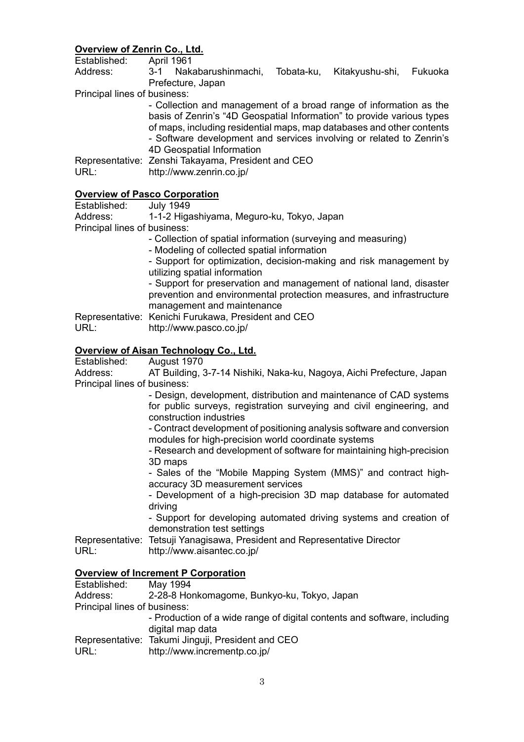**Overview of Zenrin Co., Ltd.**

Established: April 1961

Address: 3-1 Nakabarushinmachi, Tobata-ku, Kitakyushu-shi, Fukuoka Prefecture, Japan

Principal lines of business:

- Collection and management of a broad range of information as the basis of Zenrin's "4D Geospatial Information" to provide various types of maps, including residential maps, map databases and other contents
- Software development and services involving or related to Zenrin's 4D Geospatial Information

Representative: Zenshi Takayama, President and CEO

URL: http://www.zenrin.co.jp/

**Overview of Pasco Corporation**

Established: July 1949

Address: 1-1-2 Higashiyama, Meguro-ku, Tokyo, Japan

Principal lines of business:

- Collection of spatial information (surveying and measuring)
- Modeling of collected spatial information
- Support for optimization, decision-making and risk management by utilizing spatial information
- Support for preservation and management of national land, disaster prevention and environmental protection measures, and infrastructure management and maintenance

Representative: Kenichi Furukawa, President and CEO

URL: http://www.pasco.co.jp/

**Overview of Aisan Technology Co., Ltd.**

Established: August 1970

Address: AT Building, 3-7-14 Nishiki, Naka-ku, Nagoya, Aichi Prefecture, Japan

Principal lines of business:

- Design, development, distribution and maintenance of CAD systems for public surveys, registration surveying and civil engineering, and construction industries
- Contract development of positioning analysis software and conversion modules for high-precision world coordinate systems
- Research and development of software for maintaining high-precision 3D maps
- Sales of the "Mobile Mapping System (MMS)" and contract high-accuracy 3D measurement services
- Development of a high-precision 3D map database for automated driving
- Support for developing automated driving systems and creation of demonstration test settings

Representative: Tetsuji Yanagisawa, President and Representative Director

URL: http://www.aisantec.co.jp/

**Overview of Increment P Corporation**

Established: May 1994

Address: 2-28-8 Honkomagome, Bunkyo-ku, Tokyo, Japan

Principal lines of business:

- Production of a wide range of digital contents and software, including digital map data

Representative: Takumi Jinguji, President and CEO

URL: http://www.incrementp.co.jp/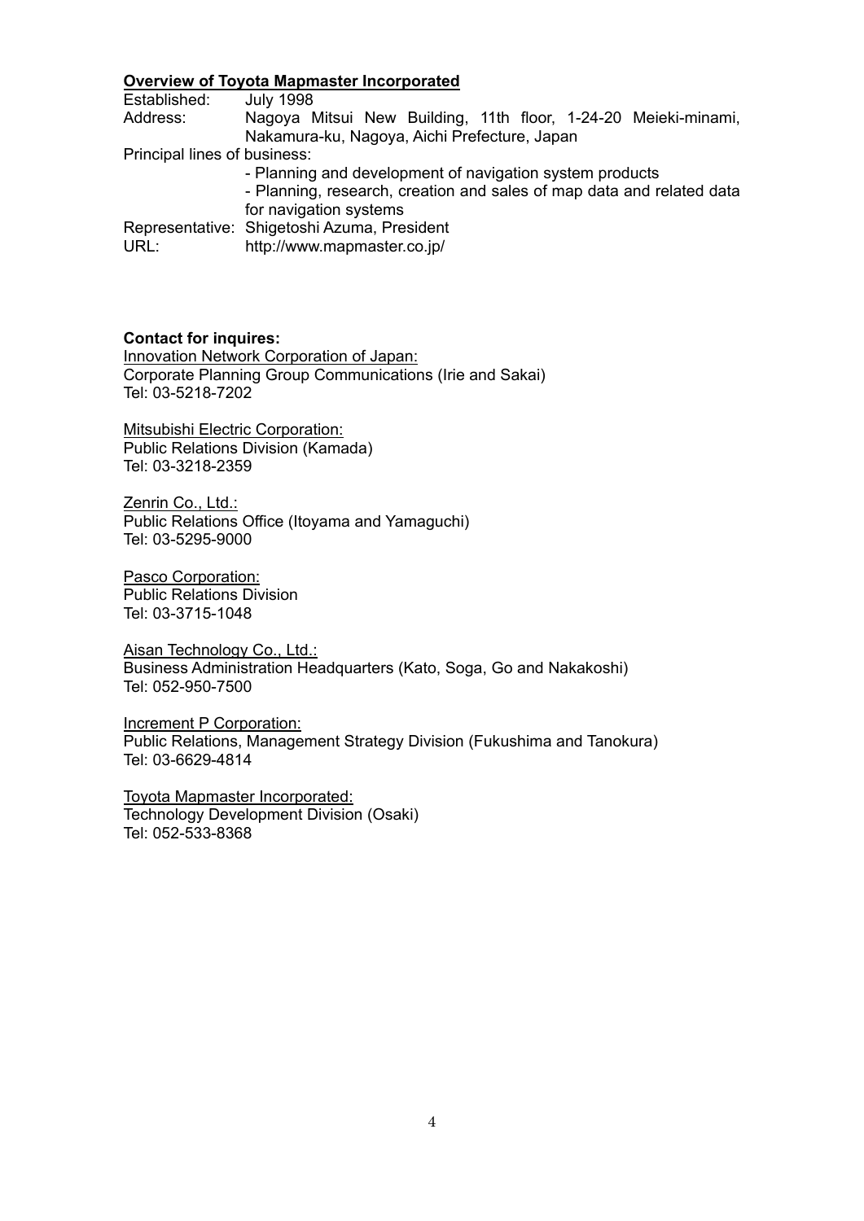**Overview of Toyota Mapmaster Incorporated**

Established: July 1998

Address: Nagoya Mitsui New Building, 11th floor, 1-24-20 Meieki-minami, Nakamura-ku, Nagoya, Aichi Prefecture, Japan

Principal lines of business:

- Planning and development of navigation system products
- Planning, research, creation and sales of map data and related data for navigation systems

Representative: Shigetoshi Azuma, President

URL: http://www.mapmaster.co.jp/

**Contact for inquires:**

Innovation Network Corporation of Japan:
Corporate Planning Group Communications (Irie and Sakai)
Tel: 03-5218-7202

Mitsubishi Electric Corporation:
Public Relations Division (Kamada)
Tel: 03-3218-2359

Zenrin Co., Ltd.:
Public Relations Office (Itoyama and Yamaguchi)
Tel: 03-5295-9000

Pasco Corporation:
Public Relations Division
Tel: 03-3715-1048

Aisan Technology Co., Ltd.:
Business Administration Headquarters (Kato, Soga, Go and Nakakoshi)
Tel: 052-950-7500

Increment P Corporation:
Public Relations, Management Strategy Division (Fukushima and Tanokura)
Tel: 03-6629-4814

Toyota Mapmaster Incorporated:
Technology Development Division (Osaki)
Tel: 052-533-8368